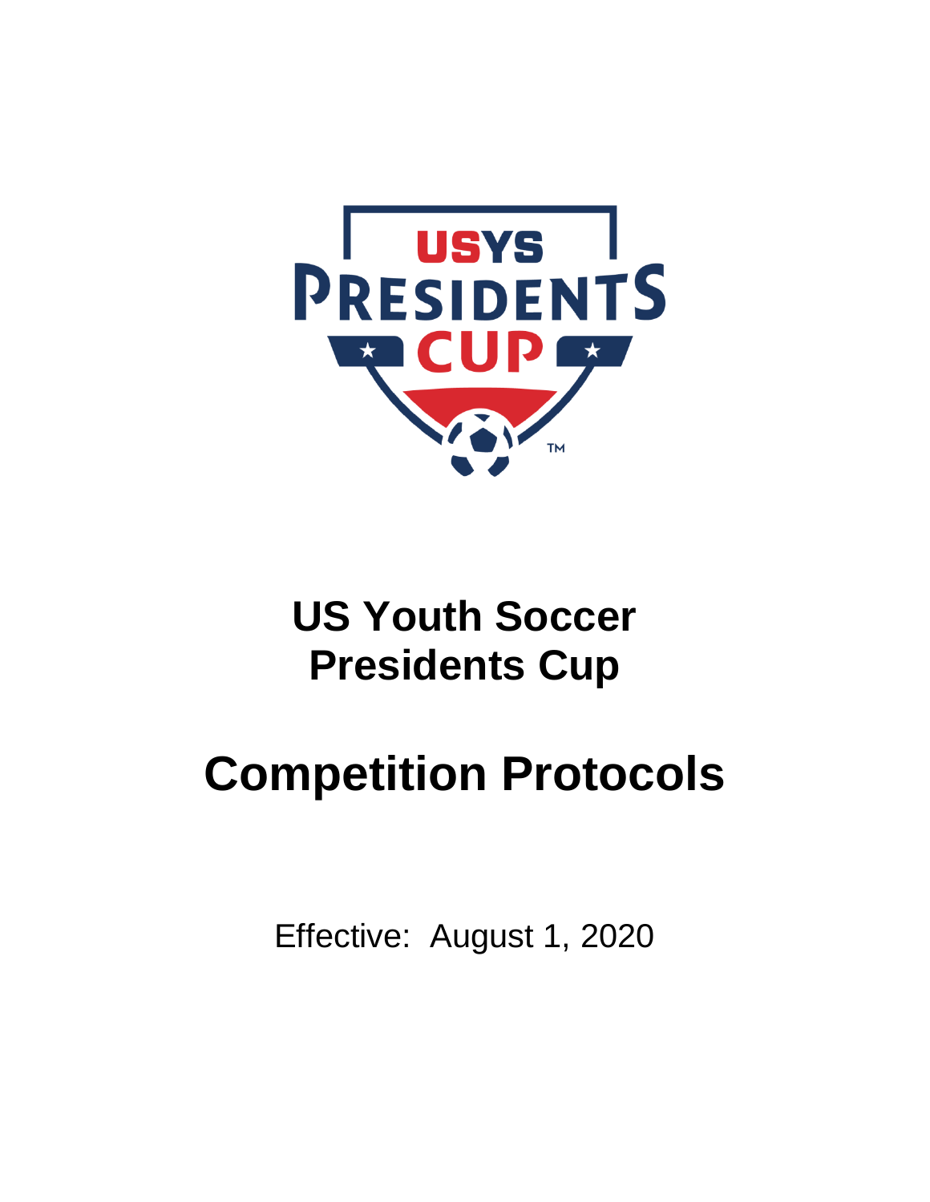# US Youth Soccer Presidents Cup

# Competition Protocols

Effective: August 1, 2020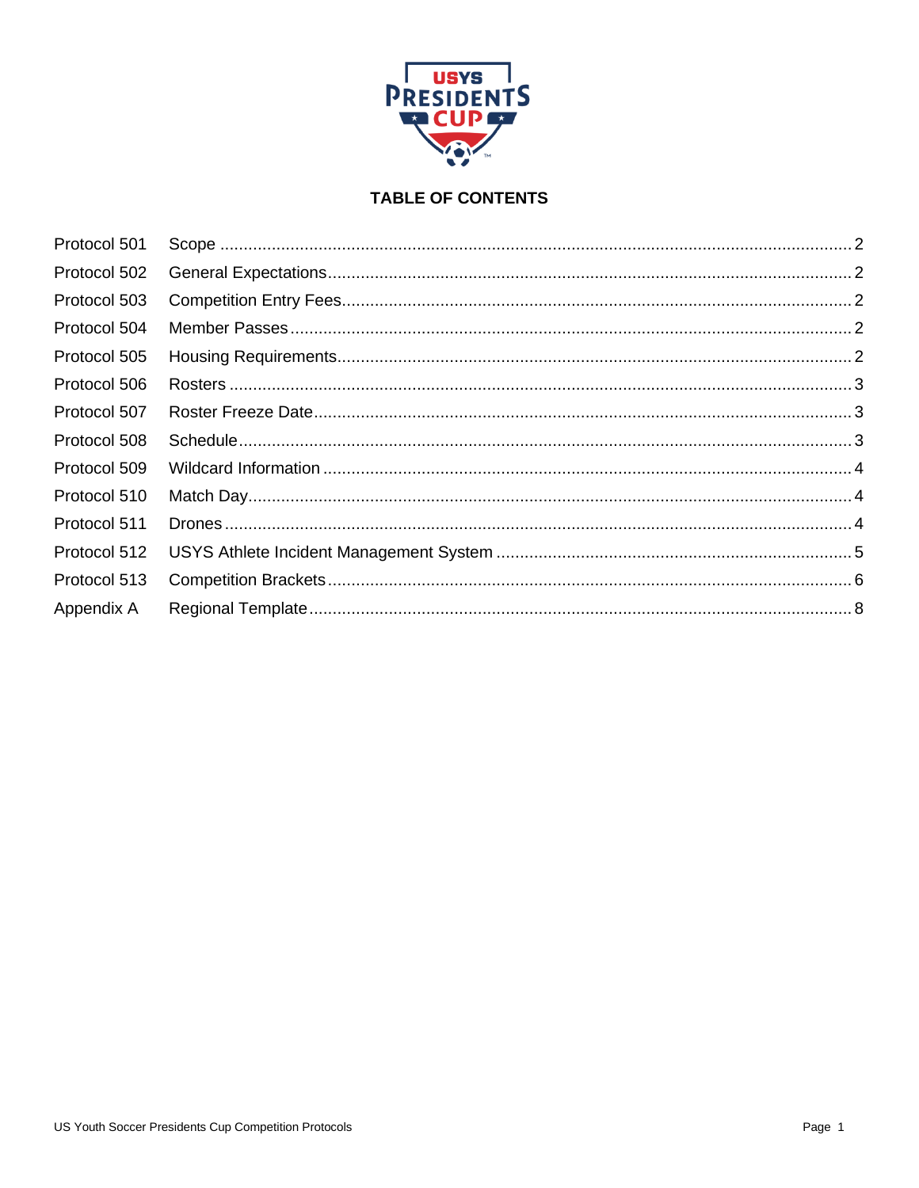# TABLE OF CONTENTS

| | | |
|---|---|---|
| Protocol 501 | Scope | 2 |
| Protocol 502 | General Expectations | 2 |
| Protocol 503 | Competition Entry Fees | 2 |
| Protocol 504 | Member Passes | 2 |
| Protocol 505 | Housing Requirements | 2 |
| Protocol 506 | Rosters | 3 |
| Protocol 507 | Roster Freeze Date | 3 |
| Protocol 508 | Schedule | 3 |
| Protocol 509 | Wildcard Information | 4 |
| Protocol 510 | Match Day | 4 |
| Protocol 511 | Drones | 4 |
| Protocol 512 | USYS Athlete Incident Management System | 5 |
| Protocol 513 | Competition Brackets | 6 |
| Appendix A | Regional Template | 8 |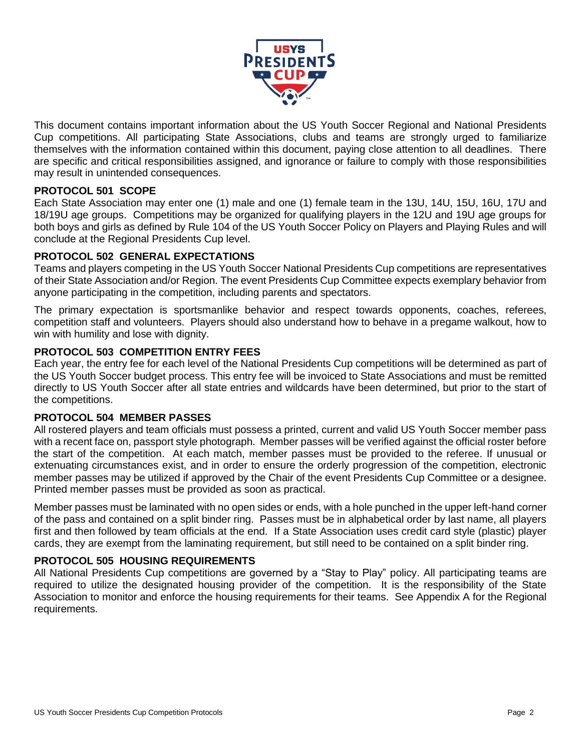This document contains important information about the US Youth Soccer Regional and National Presidents Cup competitions. All participating State Associations, clubs and teams are strongly urged to familiarize themselves with the information contained within this document, paying close attention to all deadlines. There are specific and critical responsibilities assigned, and ignorance or failure to comply with those responsibilities may result in unintended consequences.

## PROTOCOL 501 SCOPE

Each State Association may enter one (1) male and one (1) female team in the 13U, 14U, 15U, 16U, 17U and 18/19U age groups. Competitions may be organized for qualifying players in the 12U and 19U age groups for both boys and girls as defined by Rule 104 of the US Youth Soccer Policy on Players and Playing Rules and will conclude at the Regional Presidents Cup level.

## PROTOCOL 502 GENERAL EXPECTATIONS

Teams and players competing in the US Youth Soccer National Presidents Cup competitions are representatives of their State Association and/or Region. The event Presidents Cup Committee expects exemplary behavior from anyone participating in the competition, including parents and spectators.

The primary expectation is sportsmanlike behavior and respect towards opponents, coaches, referees, competition staff and volunteers. Players should also understand how to behave in a pregame walkout, how to win with humility and lose with dignity.

## PROTOCOL 503 COMPETITION ENTRY FEES

Each year, the entry fee for each level of the National Presidents Cup competitions will be determined as part of the US Youth Soccer budget process. This entry fee will be invoiced to State Associations and must be remitted directly to US Youth Soccer after all state entries and wildcards have been determined, but prior to the start of the competitions.

## PROTOCOL 504 MEMBER PASSES

All rostered players and team officials must possess a printed, current and valid US Youth Soccer member pass with a recent face on, passport style photograph. Member passes will be verified against the official roster before the start of the competition. At each match, member passes must be provided to the referee. If unusual or extenuating circumstances exist, and in order to ensure the orderly progression of the competition, electronic member passes may be utilized if approved by the Chair of the event Presidents Cup Committee or a designee. Printed member passes must be provided as soon as practical.

Member passes must be laminated with no open sides or ends, with a hole punched in the upper left-hand corner of the pass and contained on a split binder ring. Passes must be in alphabetical order by last name, all players first and then followed by team officials at the end. If a State Association uses credit card style (plastic) player cards, they are exempt from the laminating requirement, but still need to be contained on a split binder ring.

## PROTOCOL 505 HOUSING REQUIREMENTS

All National Presidents Cup competitions are governed by a "Stay to Play" policy. All participating teams are required to utilize the designated housing provider of the competition. It is the responsibility of the State Association to monitor and enforce the housing requirements for their teams. See Appendix A for the Regional requirements.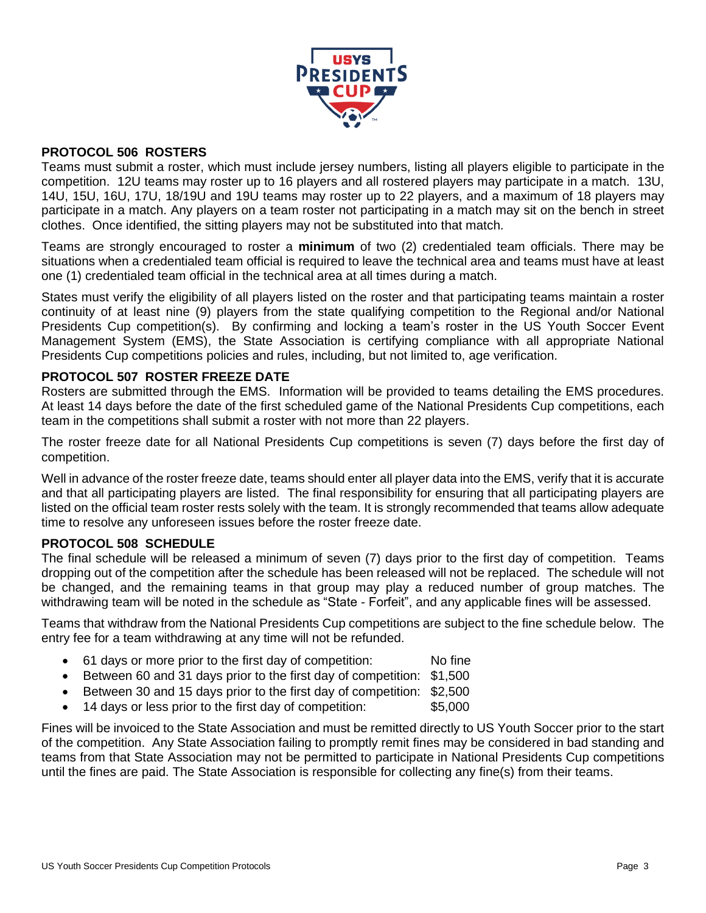**PROTOCOL 506 ROSTERS**

Teams must submit a roster, which must include jersey numbers, listing all players eligible to participate in the competition. 12U teams may roster up to 16 players and all rostered players may participate in a match. 13U, 14U, 15U, 16U, 17U, 18/19U and 19U teams may roster up to 22 players, and a maximum of 18 players may participate in a match. Any players on a team roster not participating in a match may sit on the bench in street clothes. Once identified, the sitting players may not be substituted into that match.

Teams are strongly encouraged to roster a **minimum** of two (2) credentialed team officials. There may be situations when a credentialed team official is required to leave the technical area and teams must have at least one (1) credentialed team official in the technical area at all times during a match.

States must verify the eligibility of all players listed on the roster and that participating teams maintain a roster continuity of at least nine (9) players from the state qualifying competition to the Regional and/or National Presidents Cup competition(s). By confirming and locking a team's roster in the US Youth Soccer Event Management System (EMS), the State Association is certifying compliance with all appropriate National Presidents Cup competitions policies and rules, including, but not limited to, age verification.

**PROTOCOL 507 ROSTER FREEZE DATE**

Rosters are submitted through the EMS. Information will be provided to teams detailing the EMS procedures. At least 14 days before the date of the first scheduled game of the National Presidents Cup competitions, each team in the competitions shall submit a roster with not more than 22 players.

The roster freeze date for all National Presidents Cup competitions is seven (7) days before the first day of competition.

Well in advance of the roster freeze date, teams should enter all player data into the EMS, verify that it is accurate and that all participating players are listed. The final responsibility for ensuring that all participating players are listed on the official team roster rests solely with the team. It is strongly recommended that teams allow adequate time to resolve any unforeseen issues before the roster freeze date.

**PROTOCOL 508 SCHEDULE**

The final schedule will be released a minimum of seven (7) days prior to the first day of competition. Teams dropping out of the competition after the schedule has been released will not be replaced. The schedule will not be changed, and the remaining teams in that group may play a reduced number of group matches. The withdrawing team will be noted in the schedule as "State - Forfeit", and any applicable fines will be assessed.

Teams that withdraw from the National Presidents Cup competitions are subject to the fine schedule below. The entry fee for a team withdrawing at any time will not be refunded.

- 61 days or more prior to the first day of competition: No fine
- Between 60 and 31 days prior to the first day of competition: $1,500
- Between 30 and 15 days prior to the first day of competition: $2,500
- 14 days or less prior to the first day of competition: $5,000

Fines will be invoiced to the State Association and must be remitted directly to US Youth Soccer prior to the start of the competition. Any State Association failing to promptly remit fines may be considered in bad standing and teams from that State Association may not be permitted to participate in National Presidents Cup competitions until the fines are paid. The State Association is responsible for collecting any fine(s) from their teams.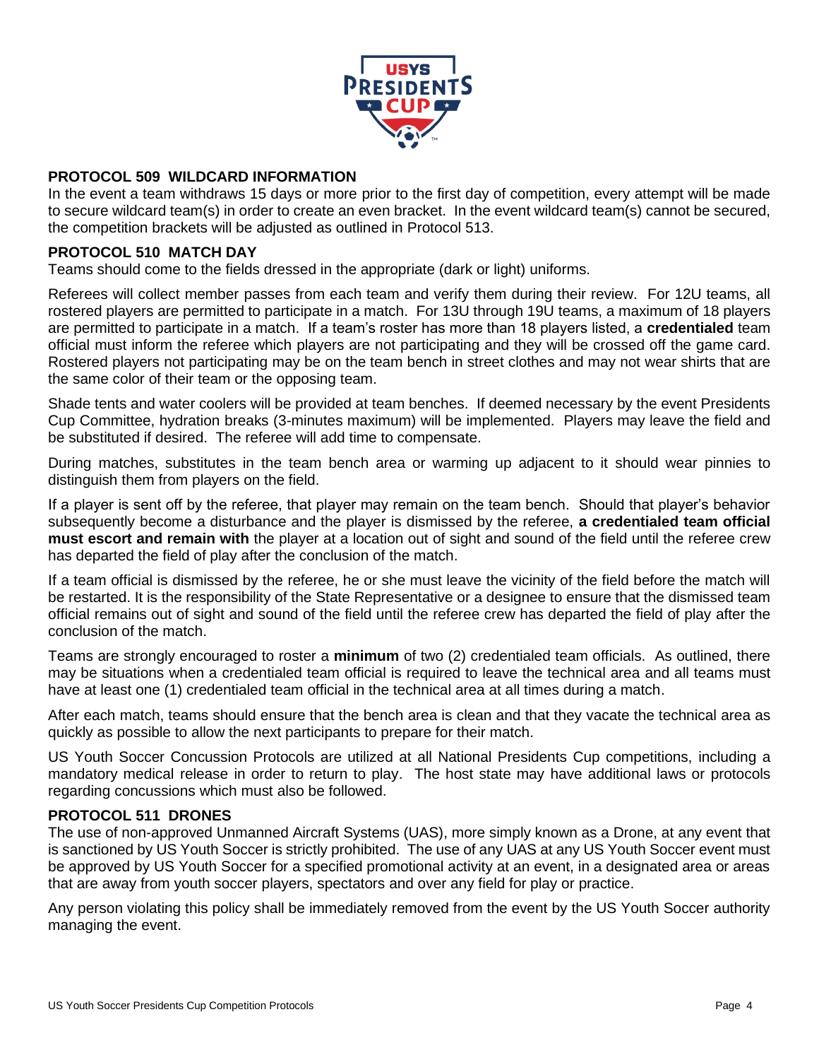## PROTOCOL 509 WILDCARD INFORMATION

In the event a team withdraws 15 days or more prior to the first day of competition, every attempt will be made to secure wildcard team(s) in order to create an even bracket. In the event wildcard team(s) cannot be secured, the competition brackets will be adjusted as outlined in Protocol 513.

## PROTOCOL 510 MATCH DAY

Teams should come to the fields dressed in the appropriate (dark or light) uniforms.

Referees will collect member passes from each team and verify them during their review. For 12U teams, all rostered players are permitted to participate in a match. For 13U through 19U teams, a maximum of 18 players are permitted to participate in a match. If a team's roster has more than 18 players listed, a **credentialed** team official must inform the referee which players are not participating and they will be crossed off the game card. Rostered players not participating may be on the team bench in street clothes and may not wear shirts that are the same color of their team or the opposing team.

Shade tents and water coolers will be provided at team benches. If deemed necessary by the event Presidents Cup Committee, hydration breaks (3-minutes maximum) will be implemented. Players may leave the field and be substituted if desired. The referee will add time to compensate.

During matches, substitutes in the team bench area or warming up adjacent to it should wear pinnies to distinguish them from players on the field.

If a player is sent off by the referee, that player may remain on the team bench. Should that player's behavior subsequently become a disturbance and the player is dismissed by the referee, **a credentialed team official must escort and remain with** the player at a location out of sight and sound of the field until the referee crew has departed the field of play after the conclusion of the match.

If a team official is dismissed by the referee, he or she must leave the vicinity of the field before the match will be restarted. It is the responsibility of the State Representative or a designee to ensure that the dismissed team official remains out of sight and sound of the field until the referee crew has departed the field of play after the conclusion of the match.

Teams are strongly encouraged to roster a **minimum** of two (2) credentialed team officials. As outlined, there may be situations when a credentialed team official is required to leave the technical area and all teams must have at least one (1) credentialed team official in the technical area at all times during a match.

After each match, teams should ensure that the bench area is clean and that they vacate the technical area as quickly as possible to allow the next participants to prepare for their match.

US Youth Soccer Concussion Protocols are utilized at all National Presidents Cup competitions, including a mandatory medical release in order to return to play. The host state may have additional laws or protocols regarding concussions which must also be followed.

## PROTOCOL 511 DRONES

The use of non-approved Unmanned Aircraft Systems (UAS), more simply known as a Drone, at any event that is sanctioned by US Youth Soccer is strictly prohibited. The use of any UAS at any US Youth Soccer event must be approved by US Youth Soccer for a specified promotional activity at an event, in a designated area or areas that are away from youth soccer players, spectators and over any field for play or practice.

Any person violating this policy shall be immediately removed from the event by the US Youth Soccer authority managing the event.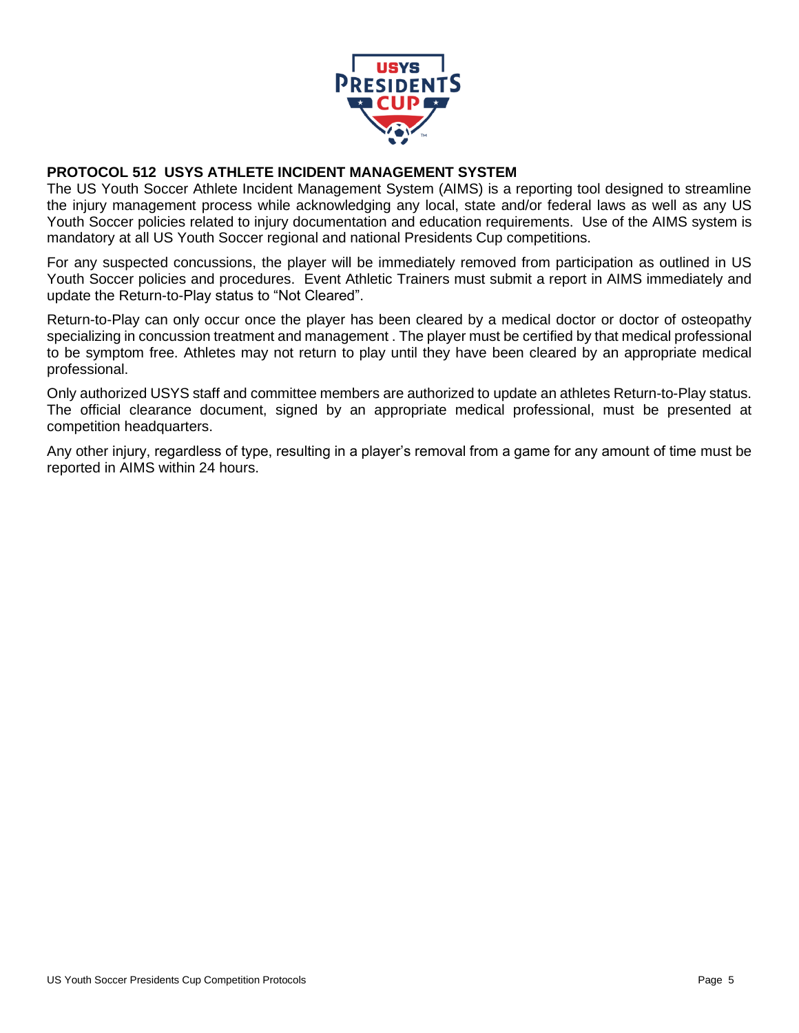## PROTOCOL 512 USYS ATHLETE INCIDENT MANAGEMENT SYSTEM

The US Youth Soccer Athlete Incident Management System (AIMS) is a reporting tool designed to streamline the injury management process while acknowledging any local, state and/or federal laws as well as any US Youth Soccer policies related to injury documentation and education requirements. Use of the AIMS system is mandatory at all US Youth Soccer regional and national Presidents Cup competitions.

For any suspected concussions, the player will be immediately removed from participation as outlined in US Youth Soccer policies and procedures. Event Athletic Trainers must submit a report in AIMS immediately and update the Return-to-Play status to "Not Cleared".

Return-to-Play can only occur once the player has been cleared by a medical doctor or doctor of osteopathy specializing in concussion treatment and management . The player must be certified by that medical professional to be symptom free. Athletes may not return to play until they have been cleared by an appropriate medical professional.

Only authorized USYS staff and committee members are authorized to update an athletes Return-to-Play status. The official clearance document, signed by an appropriate medical professional, must be presented at competition headquarters.

Any other injury, regardless of type, resulting in a player's removal from a game for any amount of time must be reported in AIMS within 24 hours.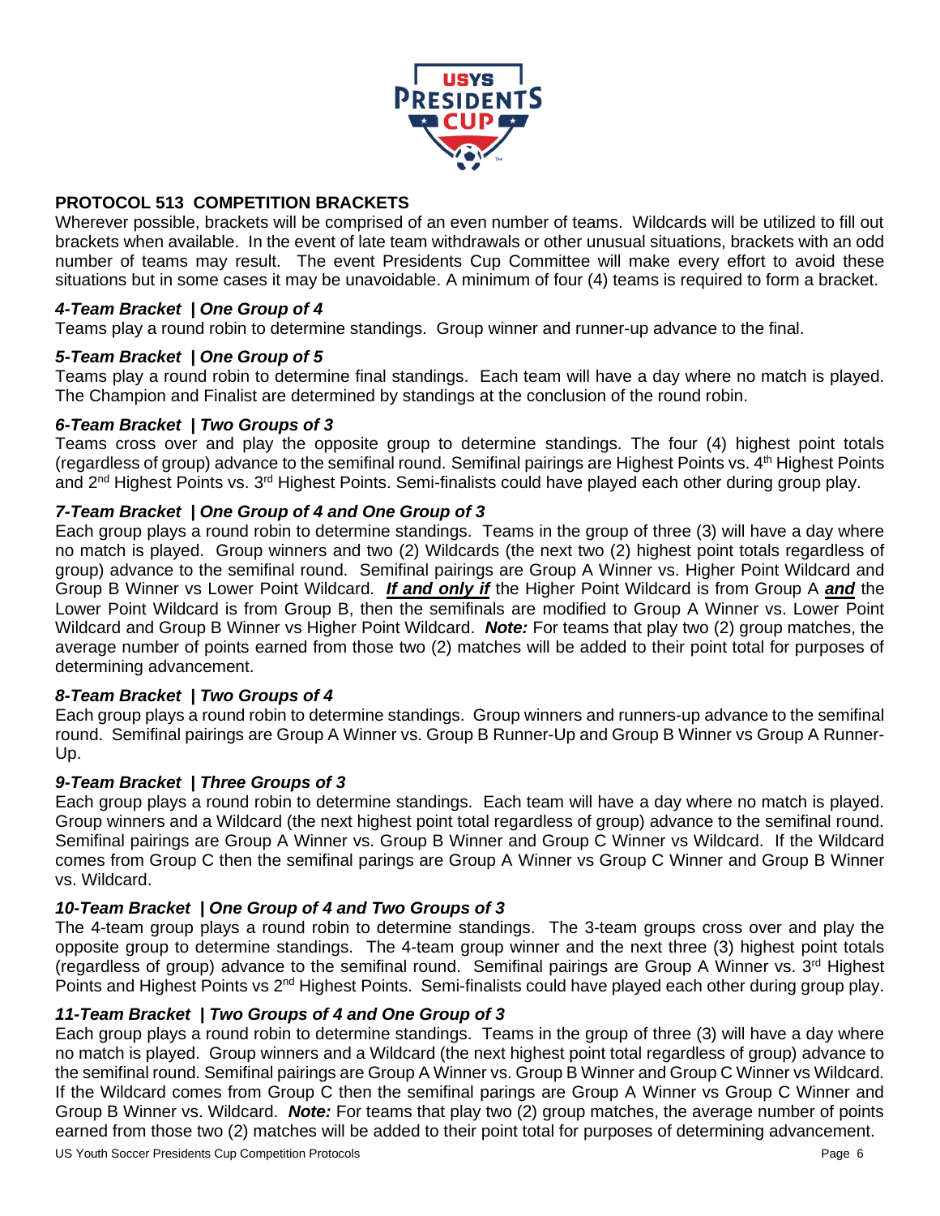## PROTOCOL 513 COMPETITION BRACKETS

Wherever possible, brackets will be comprised of an even number of teams. Wildcards will be utilized to fill out brackets when available. In the event of late team withdrawals or other unusual situations, brackets with an odd number of teams may result. The event Presidents Cup Committee will make every effort to avoid these situations but in some cases it may be unavoidable. A minimum of four (4) teams is required to form a bracket.

### *4-Team Bracket | One Group of 4*

Teams play a round robin to determine standings. Group winner and runner-up advance to the final.

### *5-Team Bracket | One Group of 5*

Teams play a round robin to determine final standings. Each team will have a day where no match is played. The Champion and Finalist are determined by standings at the conclusion of the round robin.

### *6-Team Bracket | Two Groups of 3*

Teams cross over and play the opposite group to determine standings. The four (4) highest point totals (regardless of group) advance to the semifinal round. Semifinal pairings are Highest Points vs. 4th Highest Points and 2nd Highest Points vs. 3rd Highest Points. Semi-finalists could have played each other during group play.

### *7-Team Bracket | One Group of 4 and One Group of 3*

Each group plays a round robin to determine standings. Teams in the group of three (3) will have a day where no match is played. Group winners and two (2) Wildcards (the next two (2) highest point totals regardless of group) advance to the semifinal round. Semifinal pairings are Group A Winner vs. Higher Point Wildcard and Group B Winner vs Lower Point Wildcard. ***If and only if*** the Higher Point Wildcard is from Group A ***and*** the Lower Point Wildcard is from Group B, then the semifinals are modified to Group A Winner vs. Lower Point Wildcard and Group B Winner vs Higher Point Wildcard. ***Note:*** For teams that play two (2) group matches, the average number of points earned from those two (2) matches will be added to their point total for purposes of determining advancement.

### *8-Team Bracket | Two Groups of 4*

Each group plays a round robin to determine standings. Group winners and runners-up advance to the semifinal round. Semifinal pairings are Group A Winner vs. Group B Runner-Up and Group B Winner vs Group A Runner-Up.

### *9-Team Bracket | Three Groups of 3*

Each group plays a round robin to determine standings. Each team will have a day where no match is played. Group winners and a Wildcard (the next highest point total regardless of group) advance to the semifinal round. Semifinal pairings are Group A Winner vs. Group B Winner and Group C Winner vs Wildcard. If the Wildcard comes from Group C then the semifinal parings are Group A Winner vs Group C Winner and Group B Winner vs. Wildcard.

### *10-Team Bracket | One Group of 4 and Two Groups of 3*

The 4-team group plays a round robin to determine standings. The 3-team groups cross over and play the opposite group to determine standings. The 4-team group winner and the next three (3) highest point totals (regardless of group) advance to the semifinal round. Semifinal pairings are Group A Winner vs. 3rd Highest Points and Highest Points vs 2nd Highest Points. Semi-finalists could have played each other during group play.

### *11-Team Bracket | Two Groups of 4 and One Group of 3*

Each group plays a round robin to determine standings. Teams in the group of three (3) will have a day where no match is played. Group winners and a Wildcard (the next highest point total regardless of group) advance to the semifinal round. Semifinal pairings are Group A Winner vs. Group B Winner and Group C Winner vs Wildcard. If the Wildcard comes from Group C then the semifinal parings are Group A Winner vs Group C Winner and Group B Winner vs. Wildcard. ***Note:*** For teams that play two (2) group matches, the average number of points earned from those two (2) matches will be added to their point total for purposes of determining advancement.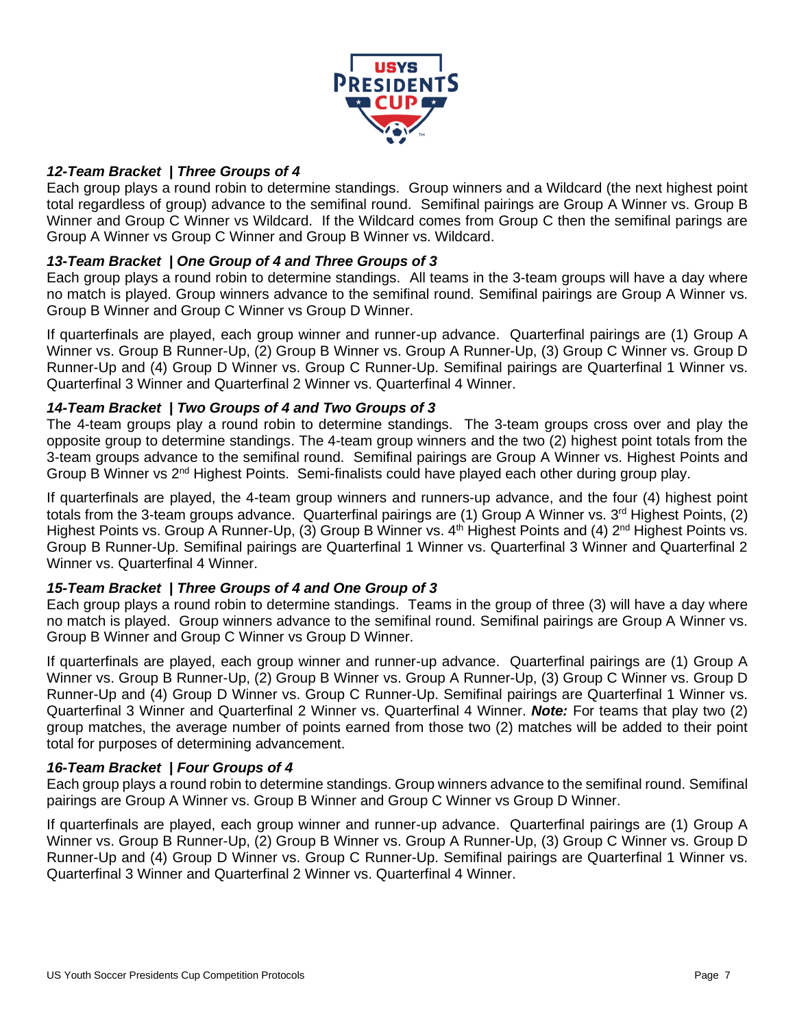### *12-Team Bracket | Three Groups of 4*

Each group plays a round robin to determine standings. Group winners and a Wildcard (the next highest point total regardless of group) advance to the semifinal round. Semifinal pairings are Group A Winner vs. Group B Winner and Group C Winner vs Wildcard. If the Wildcard comes from Group C then the semifinal parings are Group A Winner vs Group C Winner and Group B Winner vs. Wildcard.

### *13-Team Bracket | One Group of 4 and Three Groups of 3*

Each group plays a round robin to determine standings. All teams in the 3-team groups will have a day where no match is played. Group winners advance to the semifinal round. Semifinal pairings are Group A Winner vs. Group B Winner and Group C Winner vs Group D Winner.

If quarterfinals are played, each group winner and runner-up advance. Quarterfinal pairings are (1) Group A Winner vs. Group B Runner-Up, (2) Group B Winner vs. Group A Runner-Up, (3) Group C Winner vs. Group D Runner-Up and (4) Group D Winner vs. Group C Runner-Up. Semifinal pairings are Quarterfinal 1 Winner vs. Quarterfinal 3 Winner and Quarterfinal 2 Winner vs. Quarterfinal 4 Winner.

### *14-Team Bracket | Two Groups of 4 and Two Groups of 3*

The 4-team groups play a round robin to determine standings. The 3-team groups cross over and play the opposite group to determine standings. The 4-team group winners and the two (2) highest point totals from the 3-team groups advance to the semifinal round. Semifinal pairings are Group A Winner vs. Highest Points and Group B Winner vs 2nd Highest Points. Semi-finalists could have played each other during group play.

If quarterfinals are played, the 4-team group winners and runners-up advance, and the four (4) highest point totals from the 3-team groups advance. Quarterfinal pairings are (1) Group A Winner vs. 3rd Highest Points, (2) Highest Points vs. Group A Runner-Up, (3) Group B Winner vs. 4th Highest Points and (4) 2nd Highest Points vs. Group B Runner-Up. Semifinal pairings are Quarterfinal 1 Winner vs. Quarterfinal 3 Winner and Quarterfinal 2 Winner vs. Quarterfinal 4 Winner.

### *15-Team Bracket | Three Groups of 4 and One Group of 3*

Each group plays a round robin to determine standings. Teams in the group of three (3) will have a day where no match is played. Group winners advance to the semifinal round. Semifinal pairings are Group A Winner vs. Group B Winner and Group C Winner vs Group D Winner.

If quarterfinals are played, each group winner and runner-up advance. Quarterfinal pairings are (1) Group A Winner vs. Group B Runner-Up, (2) Group B Winner vs. Group A Runner-Up, (3) Group C Winner vs. Group D Runner-Up and (4) Group D Winner vs. Group C Runner-Up. Semifinal pairings are Quarterfinal 1 Winner vs. Quarterfinal 3 Winner and Quarterfinal 2 Winner vs. Quarterfinal 4 Winner. ***Note:*** For teams that play two (2) group matches, the average number of points earned from those two (2) matches will be added to their point total for purposes of determining advancement.

### *16-Team Bracket | Four Groups of 4*

Each group plays a round robin to determine standings. Group winners advance to the semifinal round. Semifinal pairings are Group A Winner vs. Group B Winner and Group C Winner vs Group D Winner.

If quarterfinals are played, each group winner and runner-up advance. Quarterfinal pairings are (1) Group A Winner vs. Group B Runner-Up, (2) Group B Winner vs. Group A Runner-Up, (3) Group C Winner vs. Group D Runner-Up and (4) Group D Winner vs. Group C Runner-Up. Semifinal pairings are Quarterfinal 1 Winner vs. Quarterfinal 3 Winner and Quarterfinal 2 Winner vs. Quarterfinal 4 Winner.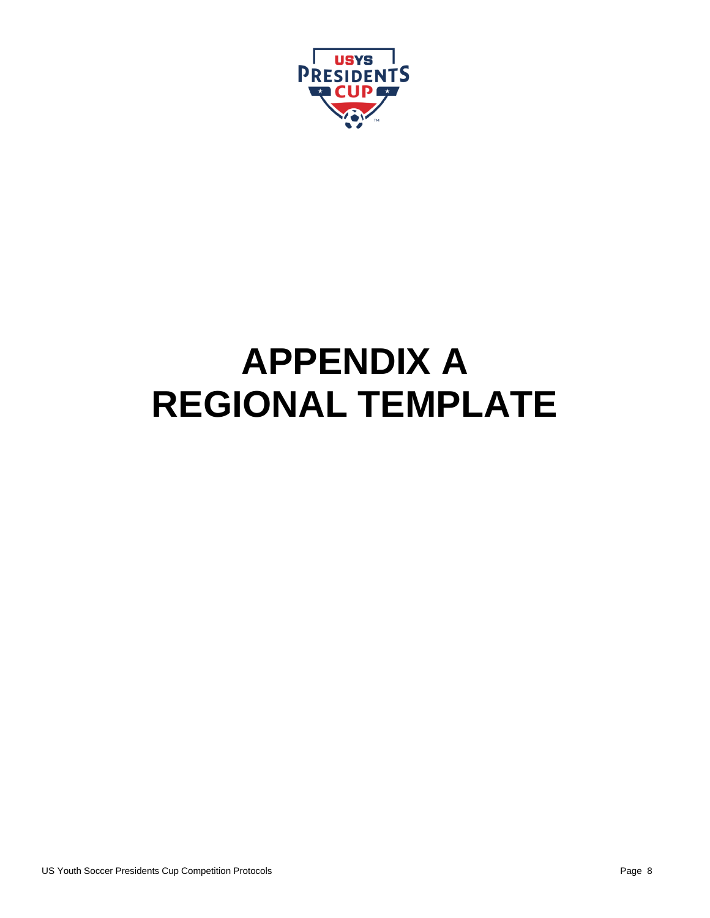# APPENDIX A
# REGIONAL TEMPLATE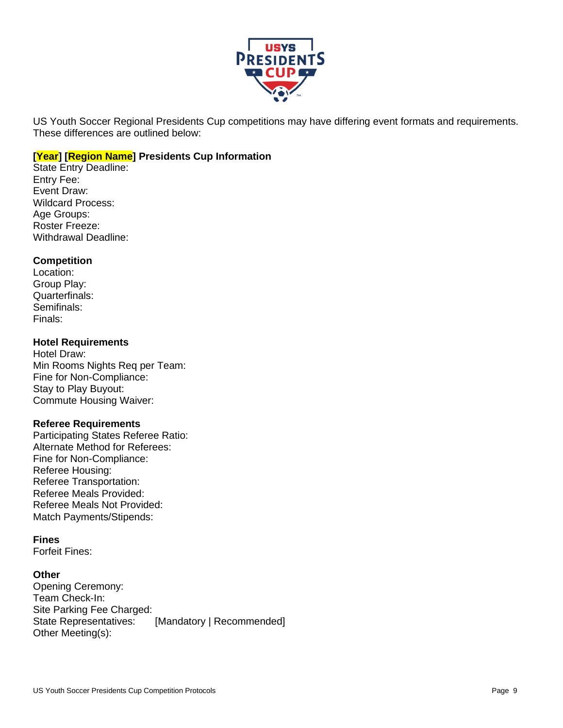US Youth Soccer Regional Presidents Cup competitions may have differing event formats and requirements. These differences are outlined below:

**[Year] [Region Name] Presidents Cup Information**

State Entry Deadline:  
Entry Fee:  
Event Draw:  
Wildcard Process:  
Age Groups:  
Roster Freeze:  
Withdrawal Deadline:

**Competition**

Location:  
Group Play:  
Quarterfinals:  
Semifinals:  
Finals:

**Hotel Requirements**

Hotel Draw:  
Min Rooms Nights Req per Team:  
Fine for Non-Compliance:  
Stay to Play Buyout:  
Commute Housing Waiver:

**Referee Requirements**

Participating States Referee Ratio:  
Alternate Method for Referees:  
Fine for Non-Compliance:  
Referee Housing:  
Referee Transportation:  
Referee Meals Provided:  
Referee Meals Not Provided:  
Match Payments/Stipends:

**Fines**

Forfeit Fines:

**Other**

Opening Ceremony:  
Team Check-In:  
Site Parking Fee Charged:  
State Representatives: [Mandatory | Recommended]  
Other Meeting(s):